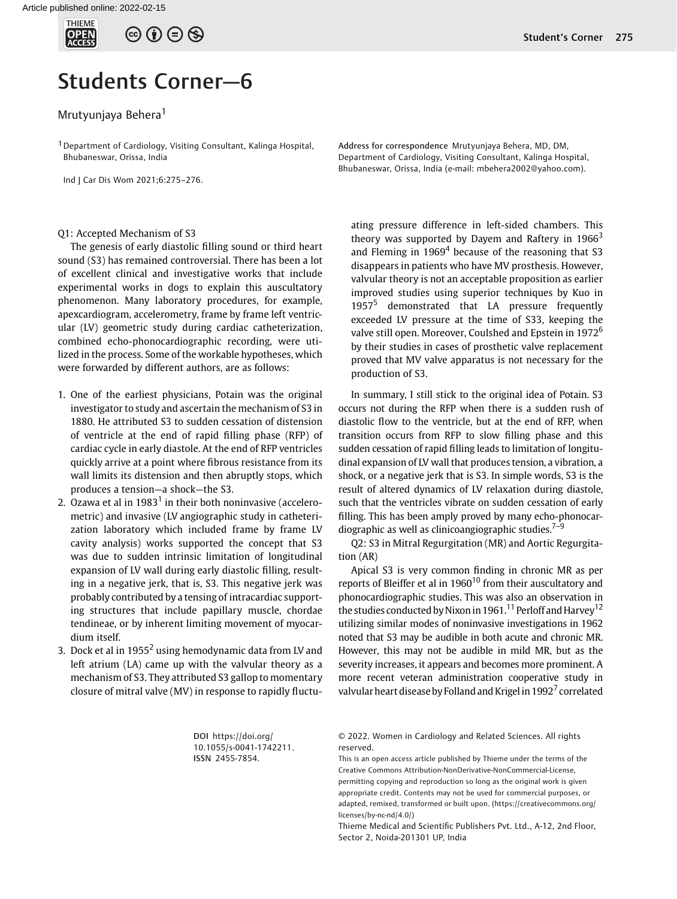# Students Corner—6

Mrutyunjaya Behera[1]

[1] Department of Cardiology, Visiting Consultant, Kalinga Hospital, Bhubaneswar, Orissa, India

Ind J Car Dis Wom 2021;6:275–276.

Address for correspondence Mrutyunjaya Behera, MD, DM, Department of Cardiology, Visiting Consultant, Kalinga Hospital, Bhubaneswar, Orissa, India (e-mail: mbehera2002@yahoo.com).

Q1: Accepted Mechanism of S3

The genesis of early diastolic filling sound or third heart sound (S3) has remained controversial. There has been a lot of excellent clinical and investigative works that include experimental works in dogs to explain this auscultatory phenomenon. Many laboratory procedures, for example, apexcardiogram, accelerometry, frame by frame left ventricular (LV) geometric study during cardiac catheterization, combined echo-phonocardiographic recording, were utilized in the process. Some of the workable hypotheses, which were forwarded by different authors, are as follows:

1. One of the earliest physicians, Potain was the original investigator to study and ascertain the mechanism of S3 in 1880. He attributed S3 to sudden cessation of distension of ventricle at the end of rapid filling phase (RFP) of cardiac cycle in early diastole. At the end of RFP ventricles quickly arrive at a point where fibrous resistance from its wall limits its distension and then abruptly stops, which produces a tension—a shock—the S3.
2. Ozawa et al in 1983[1] in their both noninvasive (accelerometric) and invasive (LV angiographic study in catheterization laboratory which included frame by frame LV cavity analysis) works supported the concept that S3 was due to sudden intrinsic limitation of longitudinal expansion of LV wall during early diastolic filling, resulting in a negative jerk, that is, S3. This negative jerk was probably contributed by a tensing of intracardiac supporting structures that include papillary muscle, chordae tendineae, or by inherent limiting movement of myocardium itself.
3. Dock et al in 1955[2] using hemodynamic data from LV and left atrium (LA) came up with the valvular theory as a mechanism of S3. They attributed S3 gallop to momentary closure of mitral valve (MV) in response to rapidly fluctuating pressure difference in left-sided chambers. This theory was supported by Dayem and Raftery in 1966[3] and Fleming in 1969[4] because of the reasoning that S3 disappears in patients who have MV prosthesis. However, valvular theory is not an acceptable proposition as earlier improved studies using superior techniques by Kuo in 1957[5] demonstrated that LA pressure frequently exceeded LV pressure at the time of S33, keeping the valve still open. Moreover, Coulshed and Epstein in 1972[6] by their studies in cases of prosthetic valve replacement proved that MV valve apparatus is not necessary for the production of S3.

In summary, I still stick to the original idea of Potain. S3 occurs not during the RFP when there is a sudden rush of diastolic flow to the ventricle, but at the end of RFP, when transition occurs from RFP to slow filling phase and this sudden cessation of rapid filling leads to limitation of longitudinal expansion of LV wall that produces tension, a vibration, a shock, or a negative jerk that is S3. In simple words, S3 is the result of altered dynamics of LV relaxation during diastole, such that the ventricles vibrate on sudden cessation of early filling. This has been amply proved by many echo-phonocardiographic as well as clinicoangiographic studies.[7–9]

Q2: S3 in Mitral Regurgitation (MR) and Aortic Regurgitation (AR)

Apical S3 is very common finding in chronic MR as per reports of Bleiffer et al in 1960[10] from their auscultatory and phonocardiographic studies. This was also an observation in the studies conducted by Nixon in 1961.[11] Perloff and Harvey[12] utilizing similar modes of noninvasive investigations in 1962 noted that S3 may be audible in both acute and chronic MR. However, this may not be audible in mild MR, but as the severity increases, it appears and becomes more prominent. A more recent veteran administration cooperative study in valvular heart disease by Folland and Krigel in 1992[7] correlated

DOI https://doi.org/10.1055/s-0041-1742211.
ISSN 2455-7854.

© 2022. Women in Cardiology and Related Sciences. All rights reserved.
This is an open access article published by Thieme under the terms of the Creative Commons Attribution-NonDerivative-NonCommercial-License, permitting copying and reproduction so long as the original work is given appropriate credit. Contents may not be used for commercial purposes, or adapted, remixed, transformed or built upon. (https://creativecommons.org/licenses/by-nc-nd/4.0/)
Thieme Medical and Scientific Publishers Pvt. Ltd., A-12, 2nd Floor, Sector 2, Noida-201301 UP, India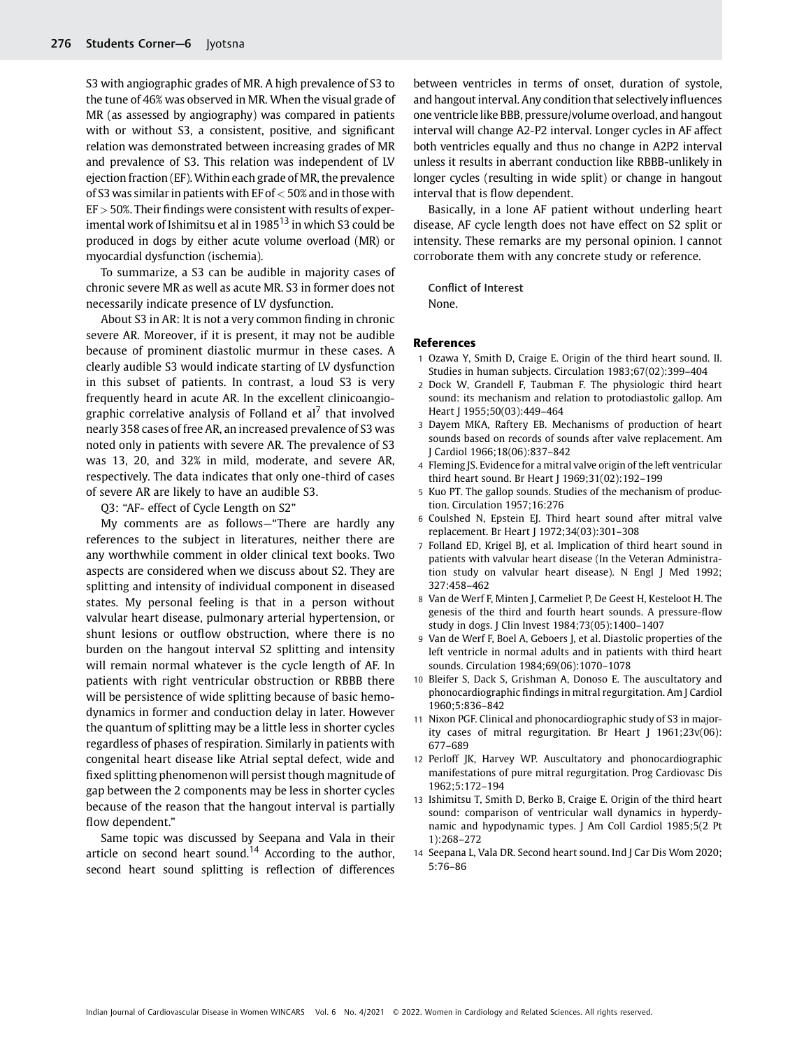S3 with angiographic grades of MR. A high prevalence of S3 to the tune of 46% was observed in MR. When the visual grade of MR (as assessed by angiography) was compared in patients with or without S3, a consistent, positive, and significant relation was demonstrated between increasing grades of MR and prevalence of S3. This relation was independent of LV ejection fraction (EF). Within each grade of MR, the prevalence of S3 was similar in patients with EF of < 50% and in those with EF > 50%. Their findings were consistent with results of experimental work of Ishimitsu et al in 1985[13] in which S3 could be produced in dogs by either acute volume overload (MR) or myocardial dysfunction (ischemia).

To summarize, a S3 can be audible in majority cases of chronic severe MR as well as acute MR. S3 in former does not necessarily indicate presence of LV dysfunction.

About S3 in AR: It is not a very common finding in chronic severe AR. Moreover, if it is present, it may not be audible because of prominent diastolic murmur in these cases. A clearly audible S3 would indicate starting of LV dysfunction in this subset of patients. In contrast, a loud S3 is very frequently heard in acute AR. In the excellent clinicoangiographic correlative analysis of Folland et al[7] that involved nearly 358 cases of free AR, an increased prevalence of S3 was noted only in patients with severe AR. The prevalence of S3 was 13, 20, and 32% in mild, moderate, and severe AR, respectively. The data indicates that only one-third of cases of severe AR are likely to have an audible S3.

Q3: "AF- effect of Cycle Length on S2"

My comments are as follows—"There are hardly any references to the subject in literatures, neither there are any worthwhile comment in older clinical text books. Two aspects are considered when we discuss about S2. They are splitting and intensity of individual component in diseased states. My personal feeling is that in a person without valvular heart disease, pulmonary arterial hypertension, or shunt lesions or outflow obstruction, where there is no burden on the hangout interval S2 splitting and intensity will remain normal whatever is the cycle length of AF. In patients with right ventricular obstruction or RBBB there will be persistence of wide splitting because of basic hemodynamics in former and conduction delay in later. However the quantum of splitting may be a little less in shorter cycles regardless of phases of respiration. Similarly in patients with congenital heart disease like Atrial septal defect, wide and fixed splitting phenomenon will persist though magnitude of gap between the 2 components may be less in shorter cycles because of the reason that the hangout interval is partially flow dependent."

Same topic was discussed by Seepana and Vala in their article on second heart sound.[14] According to the author, second heart sound splitting is reflection of differences between ventricles in terms of onset, duration of systole, and hangout interval. Any condition that selectively influences one ventricle like BBB, pressure/volume overload, and hangout interval will change A2-P2 interval. Longer cycles in AF affect both ventricles equally and thus no change in A2P2 interval unless it results in aberrant conduction like RBBB-unlikely in longer cycles (resulting in wide split) or change in hangout interval that is flow dependent.

Basically, in a lone AF patient without underling heart disease, AF cycle length does not have effect on S2 split or intensity. These remarks are my personal opinion. I cannot corroborate them with any concrete study or reference.

**Conflict of Interest**

None.

## References

1. Ozawa Y, Smith D, Craige E. Origin of the third heart sound. II. Studies in human subjects. Circulation 1983;67(02):399–404
2. Dock W, Grandell F, Taubman F. The physiologic third heart sound: its mechanism and relation to protodiastolic gallop. Am Heart J 1955;50(03):449–464
3. Dayem MKA, Raftery EB. Mechanisms of production of heart sounds based on records of sounds after valve replacement. Am J Cardiol 1966;18(06):837–842
4. Fleming JS. Evidence for a mitral valve origin of the left ventricular third heart sound. Br Heart J 1969;31(02):192–199
5. Kuo PT. The gallop sounds. Studies of the mechanism of production. Circulation 1957;16:276
6. Coulshed N, Epstein EJ. Third heart sound after mitral valve replacement. Br Heart J 1972;34(03):301–308
7. Folland ED, Krigel BJ, et al. Implication of third heart sound in patients with valvular heart disease (In the Veteran Administration study on valvular heart disease). N Engl J Med 1992; 327:458–462
8. Van de Werf F, Minten J, Carmeliet P, De Geest H, Kesteloot H. The genesis of the third and fourth heart sounds. A pressure-flow study in dogs. J Clin Invest 1984;73(05):1400–1407
9. Van de Werf F, Boel A, Geboers J, et al. Diastolic properties of the left ventricle in normal adults and in patients with third heart sounds. Circulation 1984;69(06):1070–1078
10. Bleifer S, Dack S, Grishman A, Donoso E. The auscultatory and phonocardiographic findings in mitral regurgitation. Am J Cardiol 1960;5:836–842
11. Nixon PGF. Clinical and phonocardiographic study of S3 in majority cases of mitral regurgitation. Br Heart J 1961;23v(06): 677–689
12. Perloff JK, Harvey WP. Auscultatory and phonocardiographic manifestations of pure mitral regurgitation. Prog Cardiovasc Dis 1962;5:172–194
13. Ishimitsu T, Smith D, Berko B, Craige E. Origin of the third heart sound: comparison of ventricular wall dynamics in hyperdynamic and hypodynamic types. J Am Coll Cardiol 1985;5(2 Pt 1):268–272
14. Seepana L, Vala DR. Second heart sound. Ind J Car Dis Wom 2020; 5:76–86